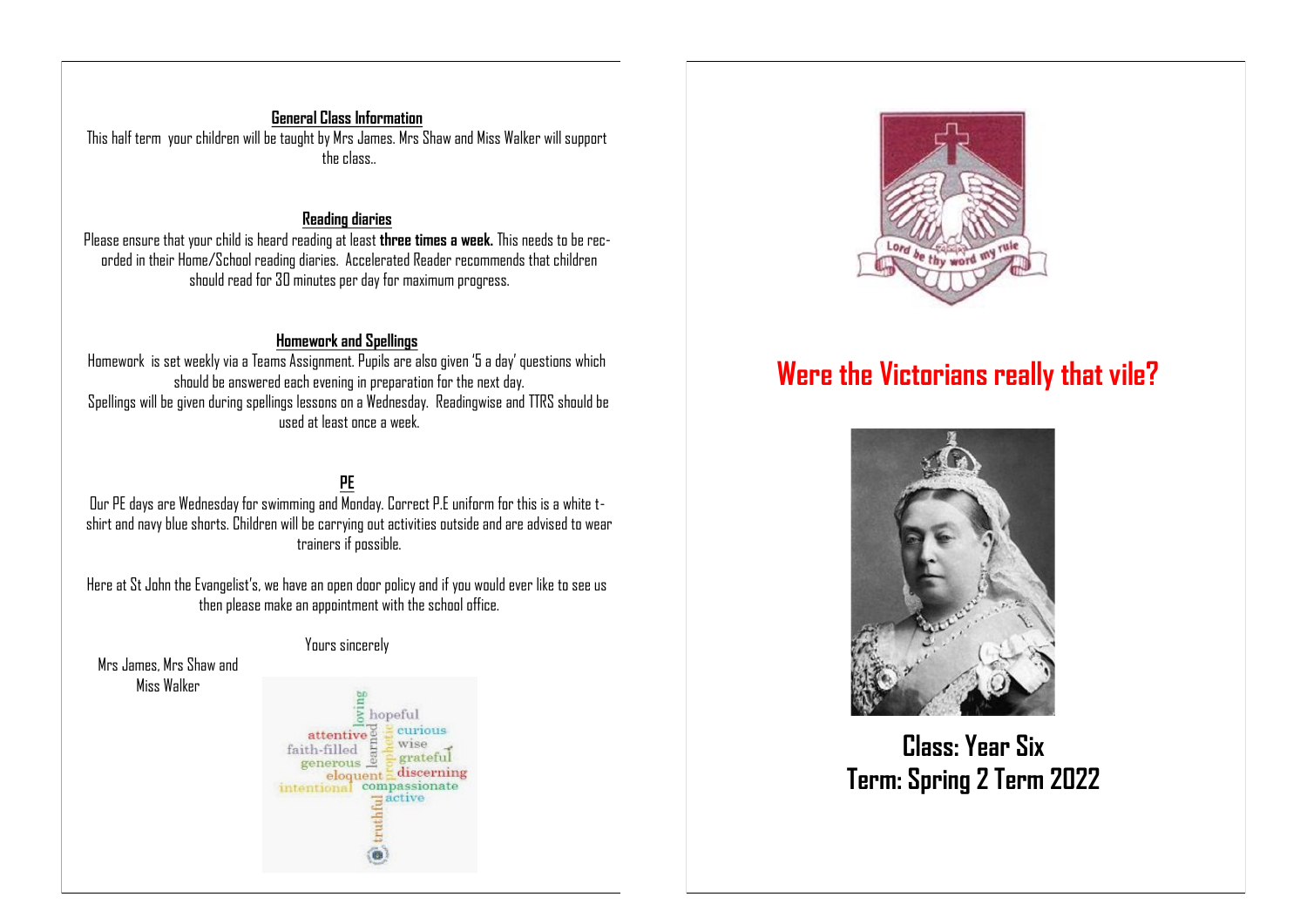## General Class Information

This half term your children will be taught by Mrs James. Mrs Shaw and Miss Walker will support the class..

## Reading diaries

Please ensure that your child is heard reading at least **three times a week.** This needs to be recorded in their Home/School reading diaries. Accelerated Reader recommends that children should read for 30 minutes per day for maximum progress.

## Homework and Spellings

Homework is set weekly via a Teams Assignment. Pupils are also given '5 a day' questions which should be answered each evening in preparation for the next day.
Spellings will be given during spellings lessons on a Wednesday. Readingwise and TTRS should be used at least once a week.

## PE

Our PE days are Wednesday for swimming and Monday. Correct P.E uniform for this is a white t-shirt and navy blue shorts. Children will be carrying out activities outside and are advised to wear trainers if possible.

Here at St John the Evangelist's, we have an open door policy and if you would ever like to see us then please make an appointment with the school office.

Yours sincerely

Mrs James, Mrs Shaw and Miss Walker

loving hopeful attentive learned curious faith-filled prophetic wise generous grateful eloquent discerning intentional compassionate active truthful

Lord be thy word my rule

# Were the Victorians really that vile?

**Class: Year Six**
**Term: Spring 2 Term 2022**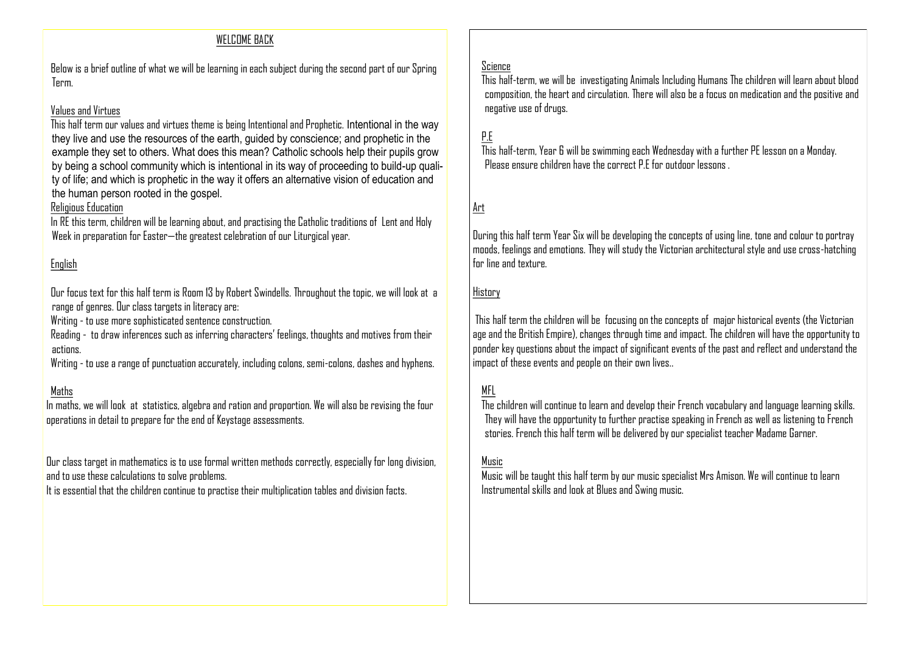## WELCOME BACK

Below is a brief outline of what we will be learning in each subject during the second part of our Spring Term.

### Values and Virtues

This half term our values and virtues theme is being Intentional and Prophetic. Intentional in the way they live and use the resources of the earth, guided by conscience; and prophetic in the example they set to others. What does this mean? Catholic schools help their pupils grow by being a school community which is intentional in its way of proceeding to build-up quality of life; and which is prophetic in the way it offers an alternative vision of education and the human person rooted in the gospel.

### Religious Education

In RE this term, children will be learning about, and practising the Catholic traditions of Lent and Holy Week in preparation for Easter—the greatest celebration of our Liturgical year.

### English

Our focus text for this half term is Room 13 by Robert Swindells. Throughout the topic, we will look at a range of genres. Our class targets in literacy are:

Writing - to use more sophisticated sentence construction.

Reading - to draw inferences such as inferring characters' feelings, thoughts and motives from their actions.

Writing - to use a range of punctuation accurately, including colons, semi-colons, dashes and hyphens.

### Maths

In maths, we will look at statistics, algebra and ration and proportion. We will also be revising the four operations in detail to prepare for the end of Keystage assessments.

Our class target in mathematics is to use formal written methods correctly, especially for long division, and to use these calculations to solve problems.

It is essential that the children continue to practise their multiplication tables and division facts.

### Science

This half-term, we will be investigating Animals Including Humans The children will learn about blood composition, the heart and circulation. There will also be a focus on medication and the positive and negative use of drugs.

### P.E

This half-term, Year 6 will be swimming each Wednesday with a further PE lesson on a Monday. Please ensure children have the correct P.E for outdoor lessons .

### Art

During this half term Year Six will be developing the concepts of using line, tone and colour to portray moods, feelings and emotions. They will study the Victorian architectural style and use cross-hatching for line and texture.

### History

This half term the children will be focusing on the concepts of major historical events (the Victorian age and the British Empire), changes through time and impact. The children will have the opportunity to ponder key questions about the impact of significant events of the past and reflect and understand the impact of these events and people on their own lives..

### MFL

The children will continue to learn and develop their French vocabulary and language learning skills. They will have the opportunity to further practise speaking in French as well as listening to French stories. French this half term will be delivered by our specialist teacher Madame Garner.

### Music

Music will be taught this half term by our music specialist Mrs Amison. We will continue to learn Instrumental skills and look at Blues and Swing music.